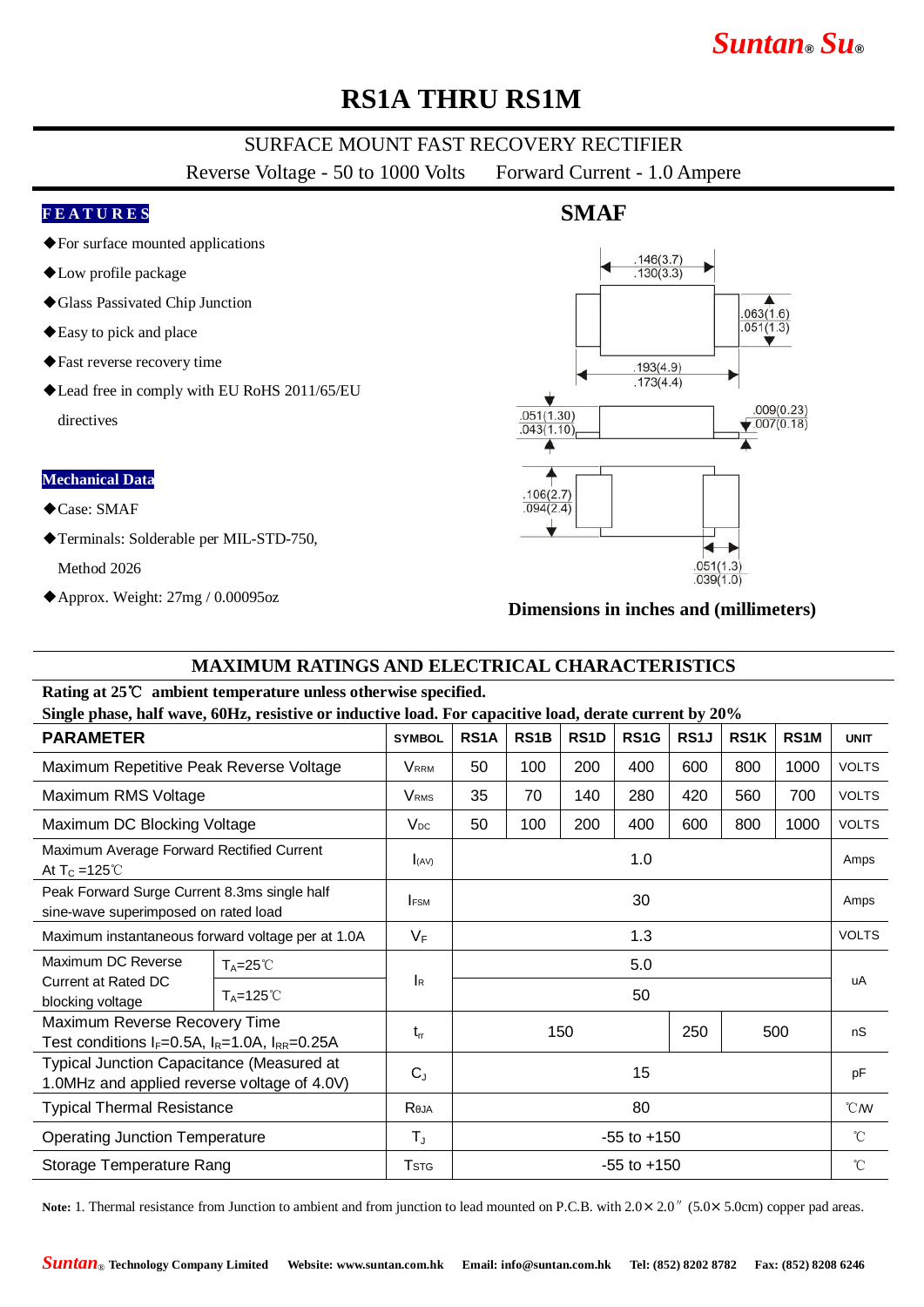Suntan® Su®

# RS1A THRU RS1M

## SURFACE MOUNT FAST RECOVERY RECTIFIER

Reverse Voltage - 50 to 1000 Volts Forward Current - 1.0 Ampere

### FEATURES

- ◆For surface mounted applications
- ◆Low profile package
- ◆Glass Passivated Chip Junction
- ◆Easy to pick and place
- ◆Fast reverse recovery time
- ◆Lead free in comply with EU RoHS 2011/65/EU directives

### Mechanical Data

- ◆Case: SMAF
- ◆Terminals: Solderable per MIL-STD-750, Method 2026
- ◆Approx. Weight: 27mg / 0.00095oz

### SMAF

.146(3.7) .130(3.3)
.063(1.6) .051(1.3)
.193(4.9) .173(4.4)
.051(1.30) .043(1.10)
.009(0.23) .007(0.18)
.106(2.7) .094(2.4)
.051(1.3) .039(1.0)

**Dimensions in inches and (millimeters)**

## MAXIMUM RATINGS AND ELECTRICAL CHARACTERISTICS

**Rating at 25℃ ambient temperature unless otherwise specified.**
**Single phase, half wave, 60Hz, resistive or inductive load. For capacitive load, derate current by 20%**

| PARAMETER | | SYMBOL | RS1A | RS1B | RS1D | RS1G | RS1J | RS1K | RS1M | UNIT |
|---|---|---|---|---|---|---|---|---|---|---|
| Maximum Repetitive Peak Reverse Voltage | | $V_{RRM}$ | 50 | 100 | 200 | 400 | 600 | 800 | 1000 | VOLTS |
| Maximum RMS Voltage | | $V_{RMS}$ | 35 | 70 | 140 | 280 | 420 | 560 | 700 | VOLTS |
| Maximum DC Blocking Voltage | | $V_{DC}$ | 50 | 100 | 200 | 400 | 600 | 800 | 1000 | VOLTS |
| Maximum Average Forward Rectified Current At $T_C$ =125℃ | | $I_{(AV)}$ | 1.0 | | | | | | | Amps |
| Peak Forward Surge Current 8.3ms single half sine-wave superimposed on rated load | | $I_{FSM}$ | 30 | | | | | | | Amps |
| Maximum instantaneous forward voltage per at 1.0A | | $V_F$ | 1.3 | | | | | | | VOLTS |
| Maximum DC Reverse Current at Rated DC blocking voltage | $T_A$=25℃ | $I_R$ | 5.0 | | | | | | | uA |
| | $T_A$=125℃ | | 50 | | | | | | | |
| Maximum Reverse Recovery Time Test conditions $I_F$=0.5A, $I_R$=1.0A, $I_{RR}$=0.25A | | $t_{rr}$ | 150 | | | | 250 | 500 | | nS |
| Typical Junction Capacitance (Measured at 1.0MHz and applied reverse voltage of 4.0V) | | $C_J$ | 15 | | | | | | | pF |
| Typical Thermal Resistance | | $R_{\theta JA}$ | 80 | | | | | | | ℃/W |
| Operating Junction Temperature | | $T_J$ | -55 to +150 | | | | | | | ℃ |
| Storage Temperature Rang | | $T_{STG}$ | -55 to +150 | | | | | | | ℃ |

**Note:** 1. Thermal resistance from Junction to ambient and from junction to lead mounted on P.C.B. with 2.0× 2.0″ (5.0× 5.0cm) copper pad areas.

Suntan® Technology Company Limited Website: www.suntan.com.hk Email: info@suntan.com.hk Tel: (852) 8202 8782 Fax: (852) 8208 6246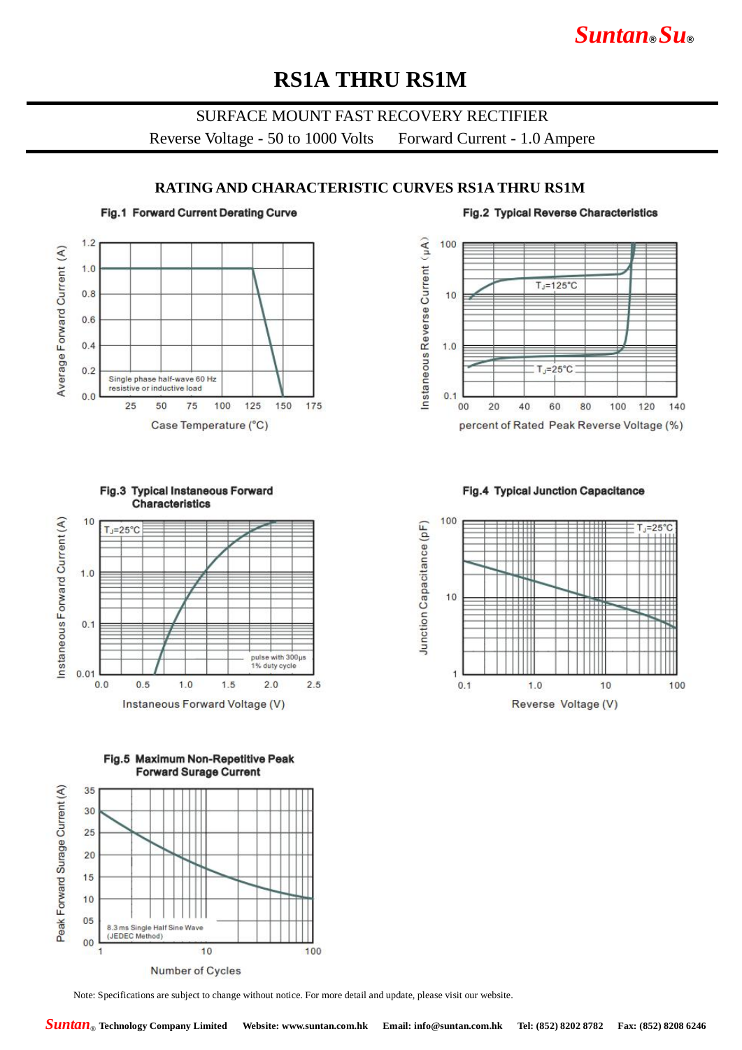# RS1A THRU RS1M

SURFACE MOUNT FAST RECOVERY RECTIFIER

Reverse Voltage - 50 to 1000 Volts    Forward Current - 1.0 Ampere

## RATING AND CHARACTERISTIC CURVES RS1A THRU RS1M

**Fig.1 Forward Current Derating Curve**

Average Forward Current (A)

1.2
1.0
0.8
0.6
0.4
0.2
0.0

Single phase half-wave 60 Hz
resistive or inductive load

25 50 75 100 125 150 175

Case Temperature (°C)

**Fig.2 Typical Reverse Characteristics**

Instaneous Reverse Current（μA）

100
10
1.0
0.1

$T_J$=125°C

$T_J$=25°C

00 20 40 60 80 100 120 140

percent of Rated Peak Reverse Voltage (%)

**Fig.3 Typical Instaneous Forward Characteristics**

Instaneous Forward Current (A)

10
1.0
0.1
0.01

$T_J$=25°C

pulse with 300μs
1% duty cycle

0.0 0.5 1.0 1.5 2.0 2.5

Instaneous Forward Voltage (V)

**Fig.4 Typical Junction Capacitance**

Junction Capacitance (pF)

100
10
1

$T_J$=25°C

0.1 1.0 10 100

Reverse Voltage (V)

**Fig.5 Maximum Non-Repetitive Peak Forward Surage Current**

Peak Forward Surage Current (A)

35
30
25
20
15
10
05
00

8.3 ms Single Half Sine Wave
(JEDEC Method)

1 10 100

Number of Cycles

Note: Specifications are subject to change without notice. For more detail and update, please visit our website.